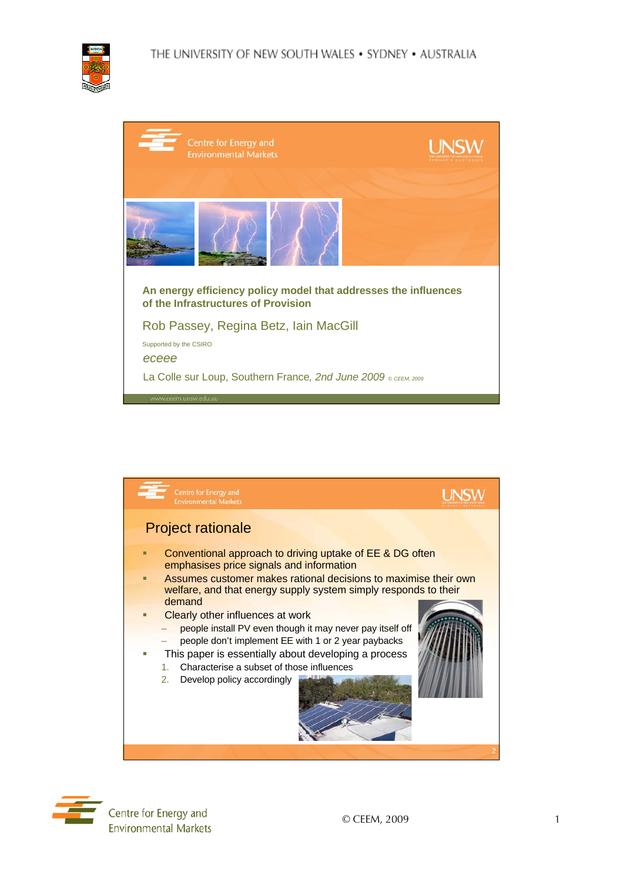# An energy efficiency policy model that addresses the influences of the Infrastructures of Provision

Rob Passey, Regina Betz, Iain MacGill

Supported by the CSIRO

*eceee*

La Colle sur Loup, Southern France, *2nd June 2009* *© CEEM, 2009*

www.ceem.unsw.edu.au

## Project rationale

- Conventional approach to driving uptake of EE & DG often emphasises price signals and information
- Assumes customer makes rational decisions to maximise their own welfare, and that energy supply system simply responds to their demand
- Clearly other influences at work
  - people install PV even though it may never pay itself off
  - people don't implement EE with 1 or 2 year paybacks
- This paper is essentially about developing a process
  1. Characterise a subset of those influences
  2. Develop policy accordingly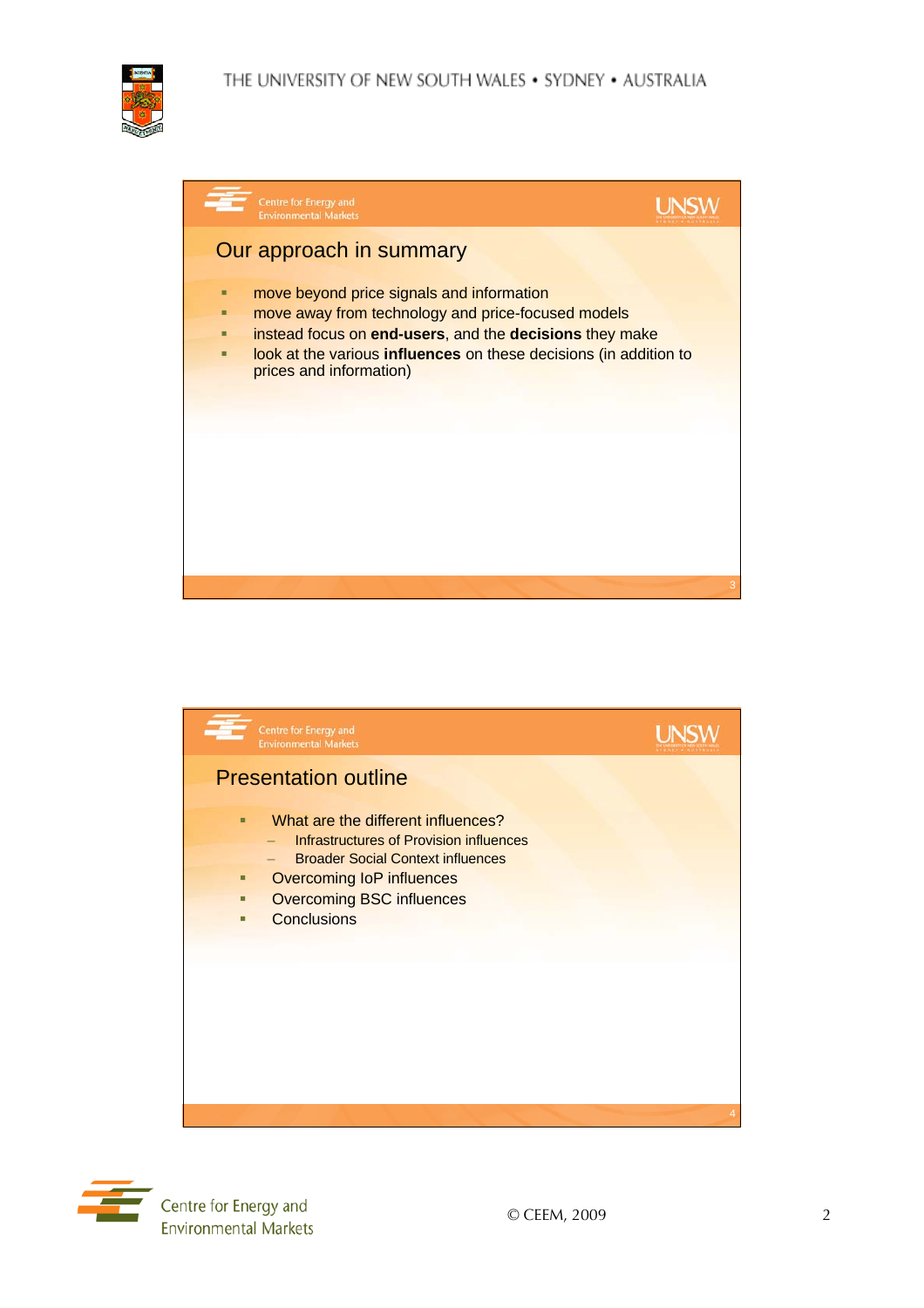## Our approach in summary

- move beyond price signals and information
- move away from technology and price-focused models
- instead focus on **end-users**, and the **decisions** they make
- look at the various **influences** on these decisions (in addition to prices and information)

## Presentation outline

- What are the different influences?
  - Infrastructures of Provision influences
  - Broader Social Context influences
- Overcoming IoP influences
- Overcoming BSC influences
- Conclusions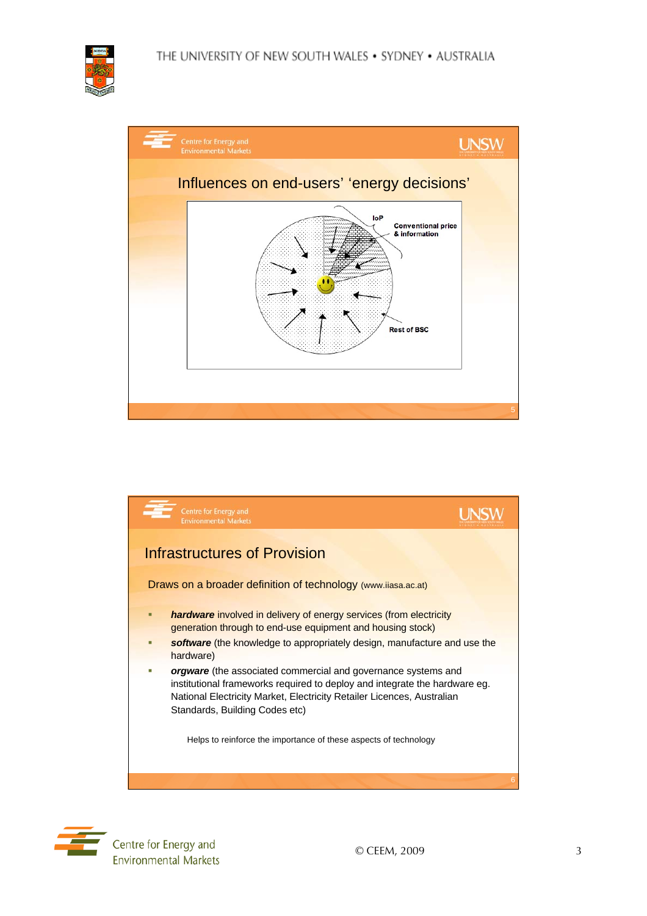## Influences on end-users' 'energy decisions'

IoP

Conventional price & information

Rest of BSC

## Infrastructures of Provision

Draws on a broader definition of technology (www.iiasa.ac.at)

- ***hardware*** involved in delivery of energy services (from electricity generation through to end-use equipment and housing stock)
- ***software*** (the knowledge to appropriately design, manufacture and use the hardware)
- ***orgware*** (the associated commercial and governance systems and institutional frameworks required to deploy and integrate the hardware eg. National Electricity Market, Electricity Retailer Licences, Australian Standards, Building Codes etc)

Helps to reinforce the importance of these aspects of technology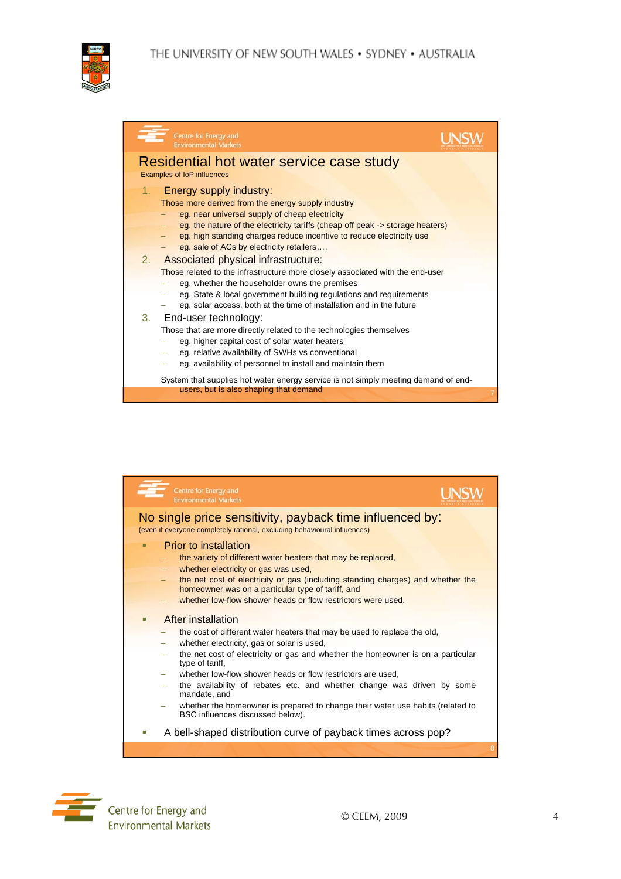## Residential hot water service case study

Examples of IoP influences

1. Energy supply industry:
   Those more derived from the energy supply industry
   - eg. near universal supply of cheap electricity
   - eg. the nature of the electricity tariffs (cheap off peak -> storage heaters)
   - eg. high standing charges reduce incentive to reduce electricity use
   - eg. sale of ACs by electricity retailers….
2. Associated physical infrastructure:
   Those related to the infrastructure more closely associated with the end-user
   - eg. whether the householder owns the premises
   - eg. State & local government building regulations and requirements
   - eg. solar access, both at the time of installation and in the future
3. End-user technology:
   Those that are more directly related to the technologies themselves
   - eg. higher capital cost of solar water heaters
   - eg. relative availability of SWHs vs conventional
   - eg. availability of personnel to install and maintain them

System that supplies hot water energy service is not simply meeting demand of end-users, but is also shaping that demand

## No single price sensitivity, payback time influenced by:

(even if everyone completely rational, excluding behavioural influences)

- Prior to installation
  - the variety of different water heaters that may be replaced,
  - whether electricity or gas was used,
  - the net cost of electricity or gas (including standing charges) and whether the homeowner was on a particular type of tariff, and
  - whether low-flow shower heads or flow restrictors were used.
- After installation
  - the cost of different water heaters that may be used to replace the old,
  - whether electricity, gas or solar is used,
  - the net cost of electricity or gas and whether the homeowner is on a particular type of tariff,
  - whether low-flow shower heads or flow restrictors are used,
  - the availability of rebates etc. and whether change was driven by some mandate, and
  - whether the homeowner is prepared to change their water use habits (related to BSC influences discussed below).
- A bell-shaped distribution curve of payback times across pop?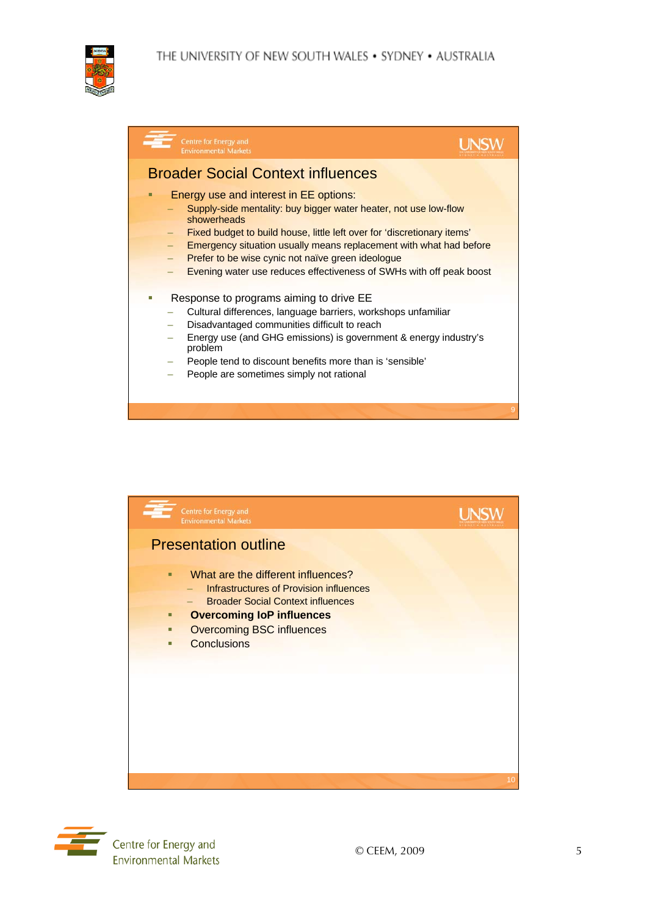## Broader Social Context influences

- Energy use and interest in EE options:
  - Supply-side mentality: buy bigger water heater, not use low-flow showerheads
  - Fixed budget to build house, little left over for 'discretionary items'
  - Emergency situation usually means replacement with what had before
  - Prefer to be wise cynic not naïve green ideologue
  - Evening water use reduces effectiveness of SWHs with off peak boost
- Response to programs aiming to drive EE
  - Cultural differences, language barriers, workshops unfamiliar
  - Disadvantaged communities difficult to reach
  - Energy use (and GHG emissions) is government & energy industry's problem
  - People tend to discount benefits more than is 'sensible'
  - People are sometimes simply not rational

## Presentation outline

- What are the different influences?
  - Infrastructures of Provision influences
  - Broader Social Context influences
- **Overcoming IoP influences**
- Overcoming BSC influences
- Conclusions

© CEEM, 2009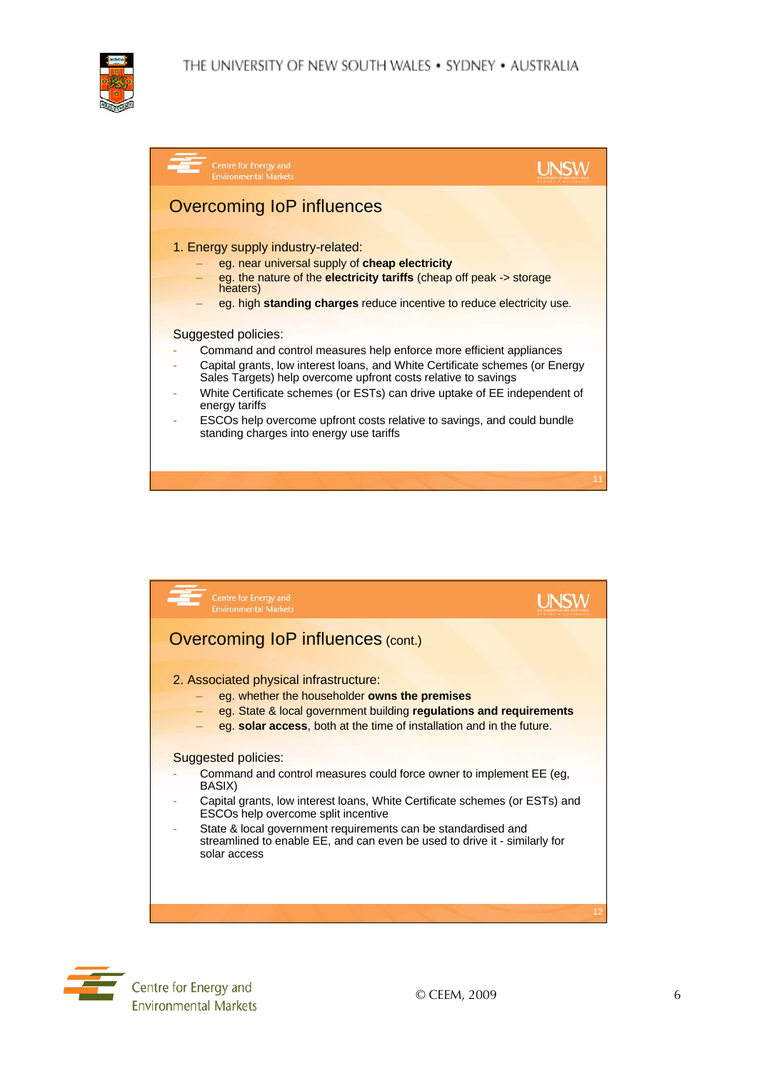## Overcoming IoP influences

1. Energy supply industry-related:
   - eg. near universal supply of **cheap electricity**
   - eg. the nature of the **electricity tariffs** (cheap off peak -> storage heaters)
   - eg. high **standing charges** reduce incentive to reduce electricity use.

Suggested policies:

- Command and control measures help enforce more efficient appliances
- Capital grants, low interest loans, and White Certificate schemes (or Energy Sales Targets) help overcome upfront costs relative to savings
- White Certificate schemes (or ESTs) can drive uptake of EE independent of energy tariffs
- ESCOs help overcome upfront costs relative to savings, and could bundle standing charges into energy use tariffs

## Overcoming IoP influences (cont.)

2. Associated physical infrastructure:
   - eg. whether the householder **owns the premises**
   - eg. State & local government building **regulations and requirements**
   - eg. **solar access**, both at the time of installation and in the future.

Suggested policies:

- Command and control measures could force owner to implement EE (eg, BASIX)
- Capital grants, low interest loans, White Certificate schemes (or ESTs) and ESCOs help overcome split incentive
- State & local government requirements can be standardised and streamlined to enable EE, and can even be used to drive it - similarly for solar access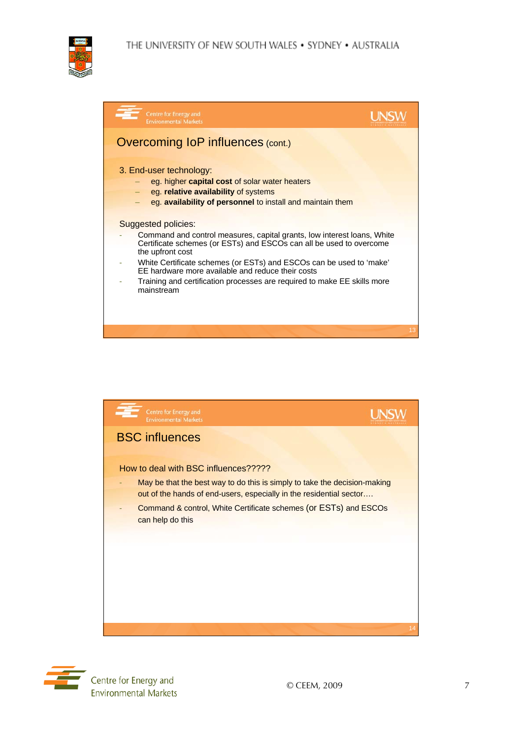## Overcoming IoP influences (cont.)

3. End-user technology:
   - eg. higher **capital cost** of solar water heaters
   - eg. **relative availability** of systems
   - eg. **availability of personnel** to install and maintain them

Suggested policies:

- Command and control measures, capital grants, low interest loans, White Certificate schemes (or ESTs) and ESCOs can all be used to overcome the upfront cost
- White Certificate schemes (or ESTs) and ESCOs can be used to 'make' EE hardware more available and reduce their costs
- Training and certification processes are required to make EE skills more mainstream

## BSC influences

How to deal with BSC influences?????

- May be that the best way to do this is simply to take the decision-making out of the hands of end-users, especially in the residential sector….
- Command & control, White Certificate schemes (or ESTs) and ESCOs can help do this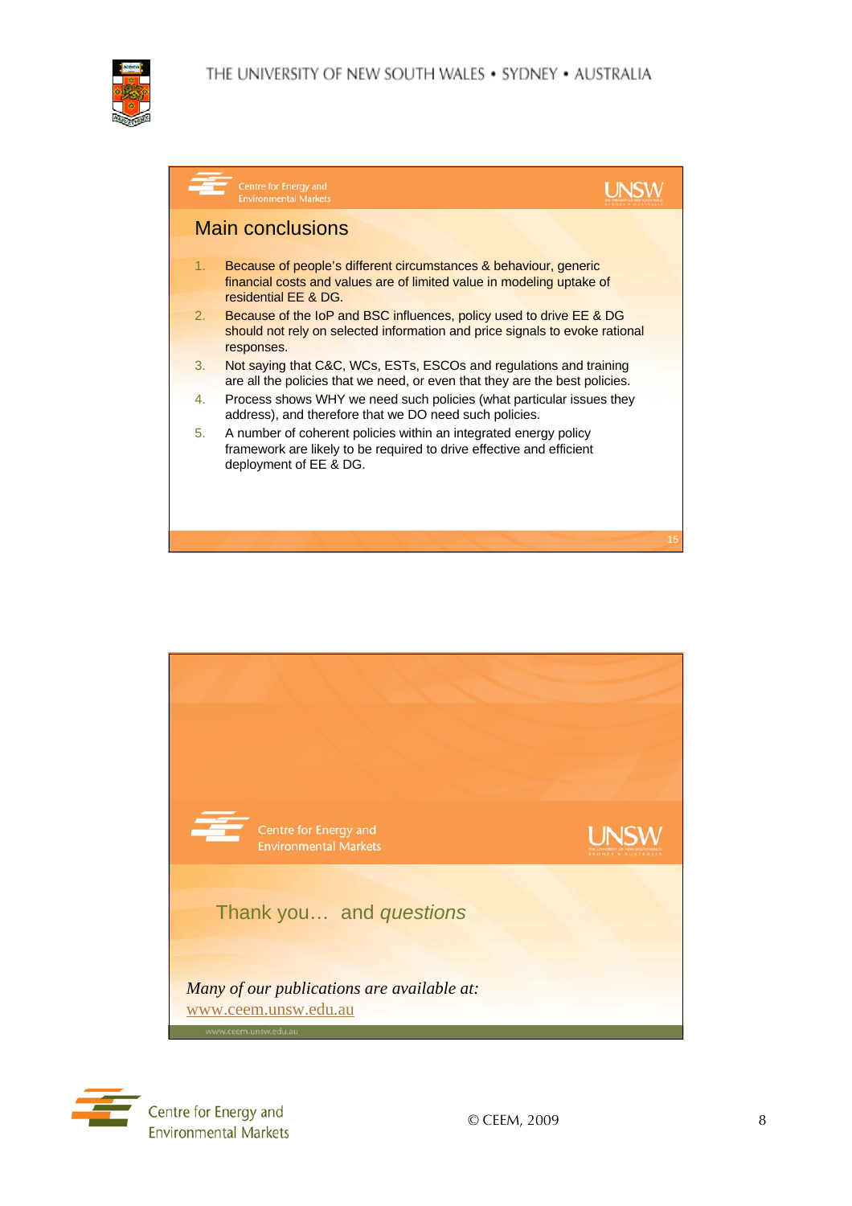## Main conclusions

1. Because of people's different circumstances & behaviour, generic financial costs and values are of limited value in modeling uptake of residential EE & DG.
2. Because of the IoP and BSC influences, policy used to drive EE & DG should not rely on selected information and price signals to evoke rational responses.
3. Not saying that C&C, WCs, ESTs, ESCOs and regulations and training are all the policies that we need, or even that they are the best policies.
4. Process shows WHY we need such policies (what particular issues they address), and therefore that we DO need such policies.
5. A number of coherent policies within an integrated energy policy framework are likely to be required to drive effective and efficient deployment of EE & DG.

Thank you… and *questions*

*Many of our publications are available at:*
www.ceem.unsw.edu.au

© CEEM, 2009